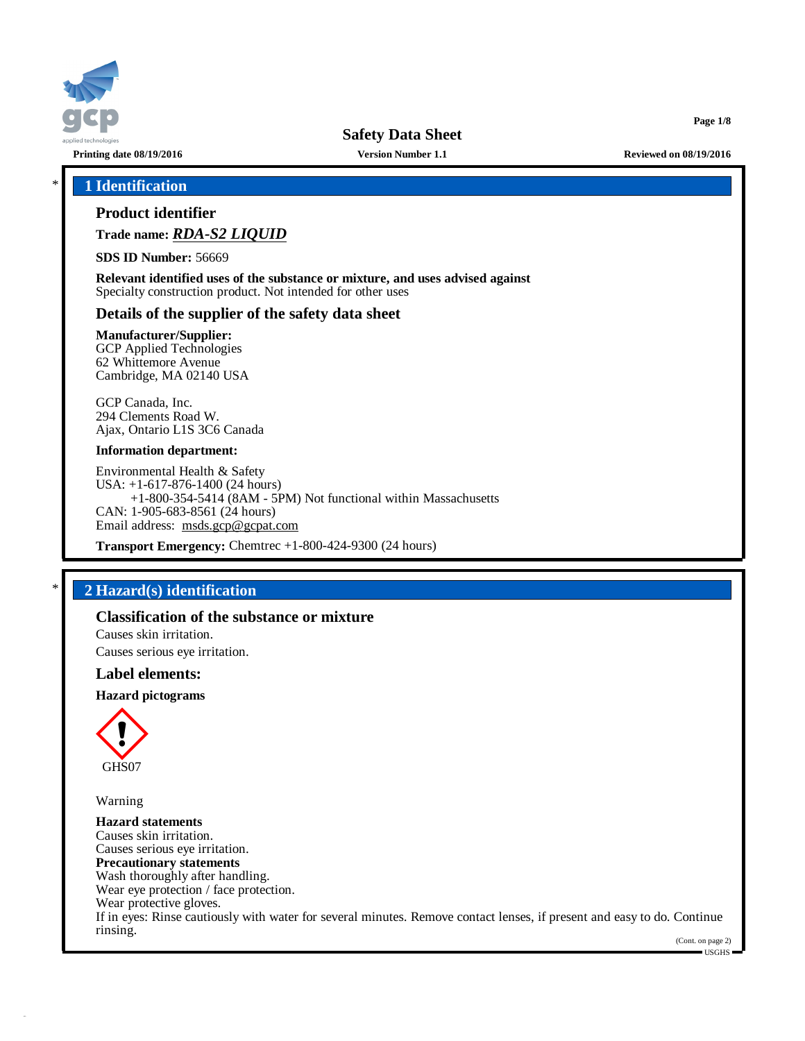# Safety Data Sheet

Printing date 08/19/2016 | Version Number 1.1 | Reviewed on 08/19/2016

## * 1 Identification

### Product identifier

**Trade name:** ***RDA-S2 LIQUID***

**SDS ID Number:** 56669

**Relevant identified uses of the substance or mixture, and uses advised against**
Specialty construction product. Not intended for other uses

### Details of the supplier of the safety data sheet

**Manufacturer/Supplier:**
GCP Applied Technologies
62 Whittemore Avenue
Cambridge, MA 02140 USA

GCP Canada, Inc.
294 Clements Road W.
Ajax, Ontario L1S 3C6 Canada

**Information department:**

Environmental Health & Safety
USA: +1-617-876-1400 (24 hours)
+1-800-354-5414 (8AM - 5PM) Not functional within Massachusetts
CAN: 1-905-683-8561 (24 hours)
Email address: msds.gcp@gcpat.com

**Transport Emergency:** Chemtrec +1-800-424-9300 (24 hours)

## * 2 Hazard(s) identification

### Classification of the substance or mixture

Causes skin irritation.
Causes serious eye irritation.

### Label elements:

**Hazard pictograms**

GHS07

Warning

**Hazard statements**
Causes skin irritation.
Causes serious eye irritation.

**Precautionary statements**
Wash thoroughly after handling.
Wear eye protection / face protection.
Wear protective gloves.
If in eyes: Rinse cautiously with water for several minutes. Remove contact lenses, if present and easy to do. Continue rinsing.

(Cont. on page 2)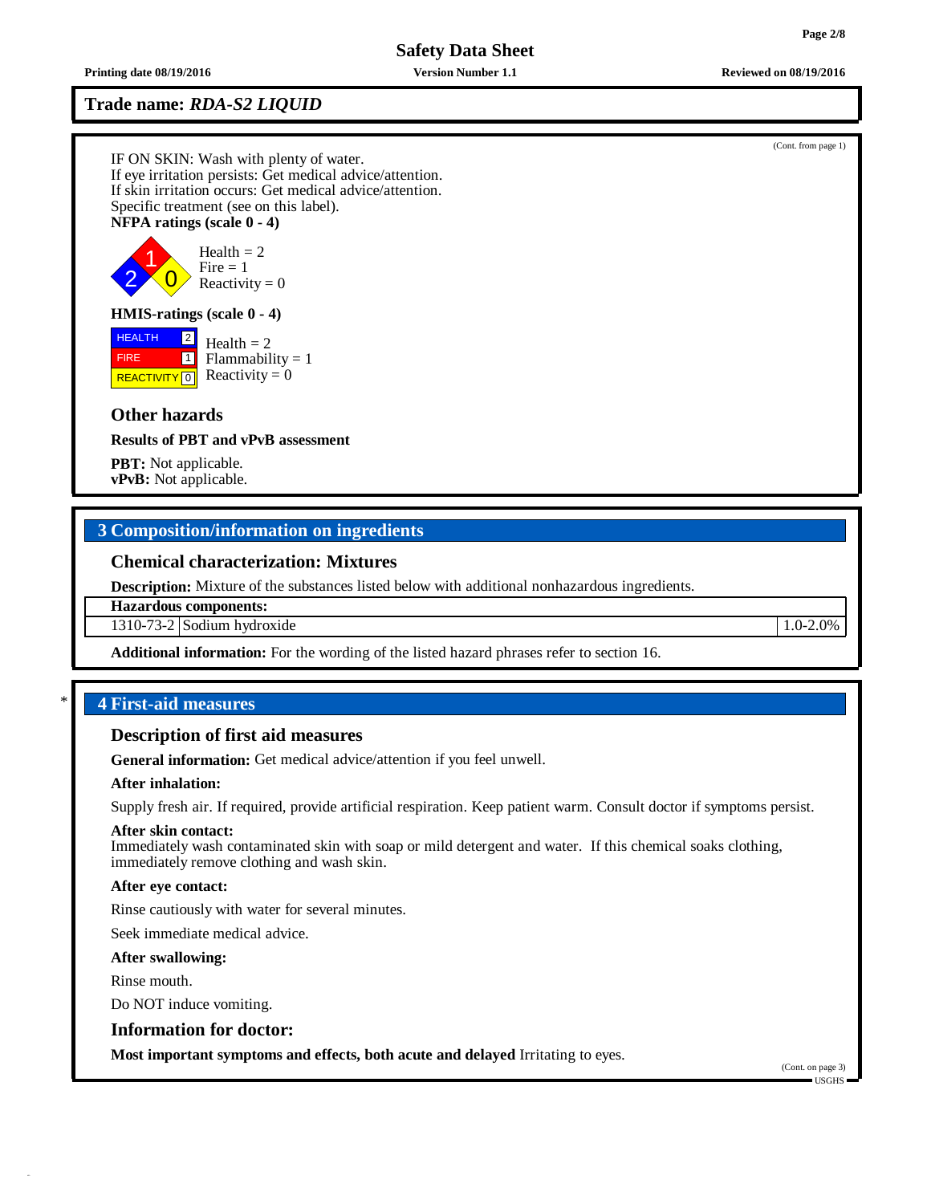## Trade name: *RDA-S2 LIQUID*

(Cont. from page 1)

IF ON SKIN: Wash with plenty of water.
If eye irritation persists: Get medical advice/attention.
If skin irritation occurs: Get medical advice/attention.
Specific treatment (see on this label).

**NFPA ratings (scale 0 - 4)**

Health = 2
Fire = 1
Reactivity = 0

**HMIS-ratings (scale 0 - 4)**

| | |
|---|---|
| HEALTH | 2 |
| FIRE | 1 |
| REACTIVITY | 0 |

Health = 2
Flammability = 1
Reactivity = 0

### Other hazards

**Results of PBT and vPvB assessment**

**PBT:** Not applicable.
**vPvB:** Not applicable.

## 3 Composition/information on ingredients

### Chemical characterization: Mixtures

**Description:** Mixture of the substances listed below with additional nonhazardous ingredients.

| **Hazardous components:** | | |
|---|---|---|
| 1310-73-2 | Sodium hydroxide | 1.0-2.0% |

**Additional information:** For the wording of the listed hazard phrases refer to section 16.

## * 4 First-aid measures

### Description of first aid measures

**General information:** Get medical advice/attention if you feel unwell.

**After inhalation:**

Supply fresh air. If required, provide artificial respiration. Keep patient warm. Consult doctor if symptoms persist.

**After skin contact:**
Immediately wash contaminated skin with soap or mild detergent and water. If this chemical soaks clothing, immediately remove clothing and wash skin.

**After eye contact:**

Rinse cautiously with water for several minutes.

Seek immediate medical advice.

**After swallowing:**

Rinse mouth.

Do NOT induce vomiting.

### Information for doctor:

**Most important symptoms and effects, both acute and delayed** Irritating to eyes.

(Cont. on page 3)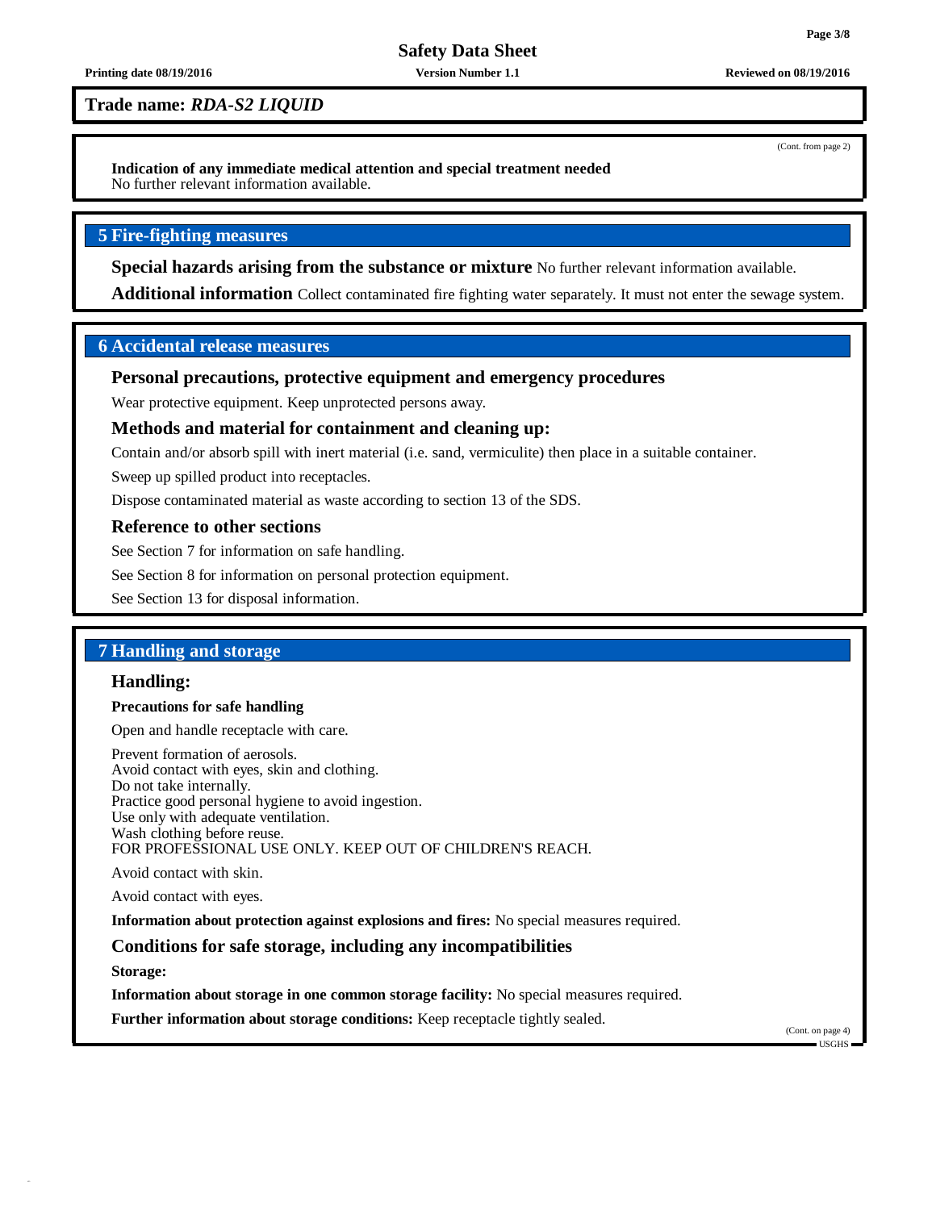**Trade name:** ***RDA-S2 LIQUID***

(Cont. from page 2)

**Indication of any immediate medical attention and special treatment needed**
No further relevant information available.

## 5 Fire-fighting measures

**Special hazards arising from the substance or mixture** No further relevant information available.

**Additional information** Collect contaminated fire fighting water separately. It must not enter the sewage system.

## 6 Accidental release measures

### Personal precautions, protective equipment and emergency procedures

Wear protective equipment. Keep unprotected persons away.

### Methods and material for containment and cleaning up:

Contain and/or absorb spill with inert material (i.e. sand, vermiculite) then place in a suitable container.

Sweep up spilled product into receptacles.

Dispose contaminated material as waste according to section 13 of the SDS.

### Reference to other sections

See Section 7 for information on safe handling.

See Section 8 for information on personal protection equipment.

See Section 13 for disposal information.

## 7 Handling and storage

### Handling:

**Precautions for safe handling**

Open and handle receptacle with care.

Prevent formation of aerosols.
Avoid contact with eyes, skin and clothing.
Do not take internally.
Practice good personal hygiene to avoid ingestion.
Use only with adequate ventilation.
Wash clothing before reuse.
FOR PROFESSIONAL USE ONLY. KEEP OUT OF CHILDREN'S REACH.

Avoid contact with skin.

Avoid contact with eyes.

**Information about protection against explosions and fires:** No special measures required.

### Conditions for safe storage, including any incompatibilities

**Storage:**

**Information about storage in one common storage facility:** No special measures required.

**Further information about storage conditions:** Keep receptacle tightly sealed.

(Cont. on page 4)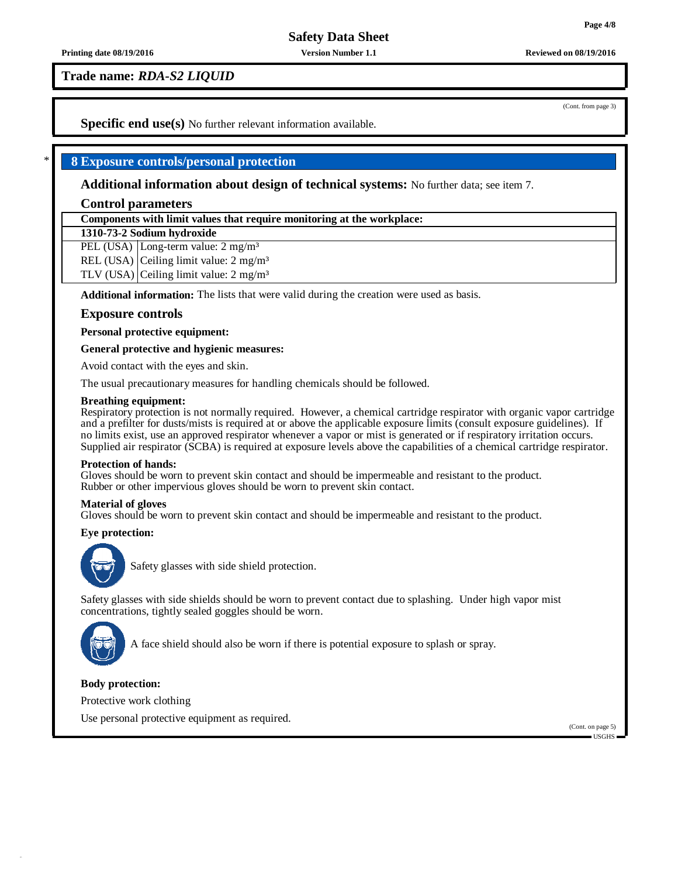**Trade name: *RDA-S2 LIQUID***

(Cont. from page 3)

**Specific end use(s)** No further relevant information available.

## 8 Exposure controls/personal protection

**Additional information about design of technical systems:** No further data; see item 7.

### Control parameters

| Components with limit values that require monitoring at the workplace: | |
|---|---|
| **1310-73-2 Sodium hydroxide** | |
| PEL (USA) | Long-term value: 2 mg/m³ |
| REL (USA) | Ceiling limit value: 2 mg/m³ |
| TLV (USA) | Ceiling limit value: 2 mg/m³ |

**Additional information:** The lists that were valid during the creation were used as basis.

### Exposure controls

**Personal protective equipment:**

**General protective and hygienic measures:**

Avoid contact with the eyes and skin.

The usual precautionary measures for handling chemicals should be followed.

**Breathing equipment:**
Respiratory protection is not normally required. However, a chemical cartridge respirator with organic vapor cartridge and a prefilter for dusts/mists is required at or above the applicable exposure limits (consult exposure guidelines). If no limits exist, use an approved respirator whenever a vapor or mist is generated or if respiratory irritation occurs. Supplied air respirator (SCBA) is required at exposure levels above the capabilities of a chemical cartridge respirator.

**Protection of hands:**
Gloves should be worn to prevent skin contact and should be impermeable and resistant to the product.
Rubber or other impervious gloves should be worn to prevent skin contact.

**Material of gloves**
Gloves should be worn to prevent skin contact and should be impermeable and resistant to the product.

**Eye protection:**

Safety glasses with side shield protection.

Safety glasses with side shields should be worn to prevent contact due to splashing. Under high vapor mist concentrations, tightly sealed goggles should be worn.

A face shield should also be worn if there is potential exposure to splash or spray.

**Body protection:**

Protective work clothing

Use personal protective equipment as required.

(Cont. on page 5)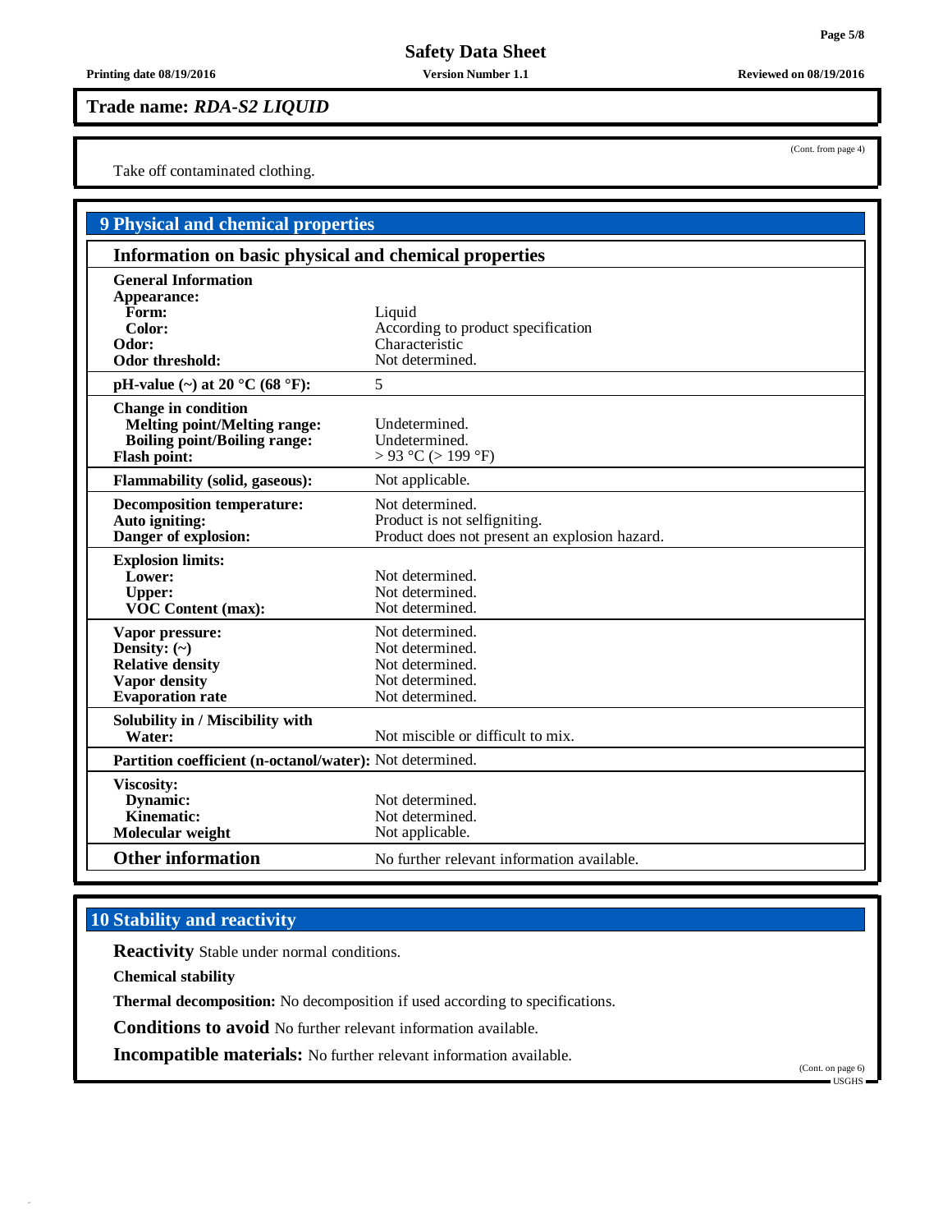**Trade name: *RDA-S2 LIQUID***

(Cont. from page 4)

Take off contaminated clothing.

## 9 Physical and chemical properties

### Information on basic physical and chemical properties

| | |
|---|---|
| **General Information** | |
| **Appearance:** | |
| **Form:** | Liquid |
| **Color:** | According to product specification |
| **Odor:** | Characteristic |
| **Odor threshold:** | Not determined. |
| **pH-value (~) at 20 °C (68 °F):** | 5 |
| **Change in condition** | |
| **Melting point/Melting range:** | Undetermined. |
| **Boiling point/Boiling range:** | Undetermined. |
| **Flash point:** | > 93 °C (> 199 °F) |
| **Flammability (solid, gaseous):** | Not applicable. |
| **Decomposition temperature:** | Not determined. |
| **Auto igniting:** | Product is not selfigniting. |
| **Danger of explosion:** | Product does not present an explosion hazard. |
| **Explosion limits:** | |
| **Lower:** | Not determined. |
| **Upper:** | Not determined. |
| **VOC Content (max):** | Not determined. |
| **Vapor pressure:** | Not determined. |
| **Density: (~)** | Not determined. |
| **Relative density** | Not determined. |
| **Vapor density** | Not determined. |
| **Evaporation rate** | Not determined. |
| **Solubility in / Miscibility with** | |
| **Water:** | Not miscible or difficult to mix. |
| **Partition coefficient (n-octanol/water):** | Not determined. |
| **Viscosity:** | |
| **Dynamic:** | Not determined. |
| **Kinematic:** | Not determined. |
| **Molecular weight** | Not applicable. |
| **Other information** | No further relevant information available. |

## 10 Stability and reactivity

**Reactivity** Stable under normal conditions.

**Chemical stability**

**Thermal decomposition:** No decomposition if used according to specifications.

**Conditions to avoid** No further relevant information available.

**Incompatible materials:** No further relevant information available.

(Cont. on page 6)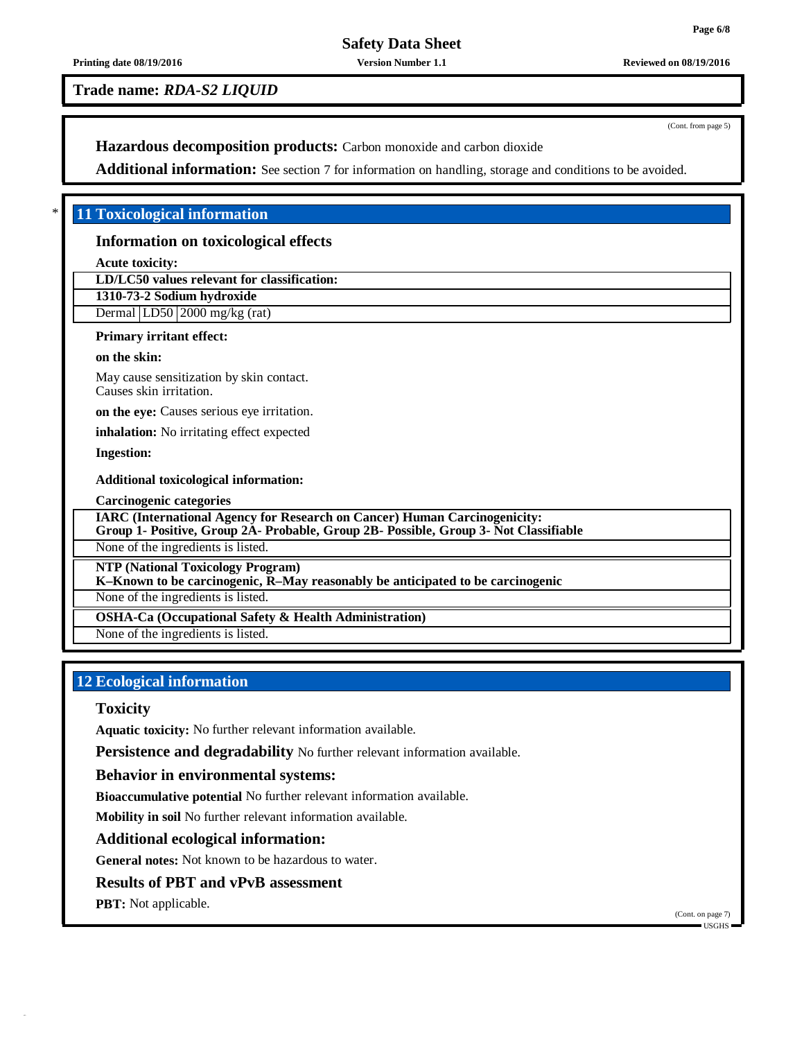**Trade name:** ***RDA-S2 LIQUID***

(Cont. from page 5)

**Hazardous decomposition products:** Carbon monoxide and carbon dioxide

**Additional information:** See section 7 for information on handling, storage and conditions to be avoided.

## * 11 Toxicological information

### Information on toxicological effects

**Acute toxicity:**

| **LD/LC50 values relevant for classification:** | | |
|---|---|---|
| **1310-73-2 Sodium hydroxide** | | |
| Dermal | LD50 | 2000 mg/kg (rat) |

**Primary irritant effect:**

**on the skin:**

May cause sensitization by skin contact.
Causes skin irritation.

**on the eye:** Causes serious eye irritation.

**inhalation:** No irritating effect expected

**Ingestion:**

**Additional toxicological information:**

**Carcinogenic categories**

| **IARC (International Agency for Research on Cancer) Human Carcinogenicity: Group 1- Positive, Group 2A- Probable, Group 2B- Possible, Group 3- Not Classifiable** |
|---|
| None of the ingredients is listed. |

| **NTP (National Toxicology Program) K–Known to be carcinogenic, R–May reasonably be anticipated to be carcinogenic** |
|---|
| None of the ingredients is listed. |

| **OSHA-Ca (Occupational Safety & Health Administration)** |
|---|
| None of the ingredients is listed. |

## 12 Ecological information

### Toxicity

**Aquatic toxicity:** No further relevant information available.

**Persistence and degradability** No further relevant information available.

### Behavior in environmental systems:

**Bioaccumulative potential** No further relevant information available.

**Mobility in soil** No further relevant information available.

### Additional ecological information:

**General notes:** Not known to be hazardous to water.

### Results of PBT and vPvB assessment

**PBT:** Not applicable.

(Cont. on page 7)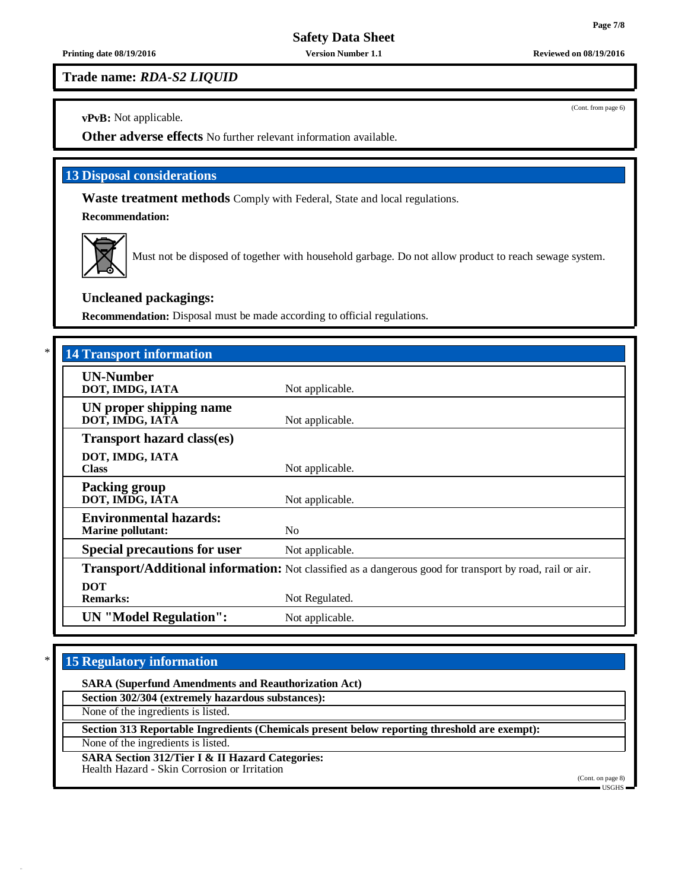**Trade name: *RDA-S2 LIQUID***

(Cont. from page 6)

**vPvB:** Not applicable.

**Other adverse effects** No further relevant information available.

## 13 Disposal considerations

**Waste treatment methods** Comply with Federal, State and local regulations.

**Recommendation:**

Must not be disposed of together with household garbage. Do not allow product to reach sewage system.

**Uncleaned packagings:**

**Recommendation:** Disposal must be made according to official regulations.

## * 14 Transport information

| | |
|---|---|
| **UN-Number**<br>**DOT, IMDG, IATA** | Not applicable. |
| **UN proper shipping name**<br>**DOT, IMDG, IATA** | Not applicable. |
| **Transport hazard class(es)**<br>**DOT, IMDG, IATA**<br>**Class** | Not applicable. |
| **Packing group**<br>**DOT, IMDG, IATA** | Not applicable. |
| **Environmental hazards:**<br>**Marine pollutant:** | No |
| **Special precautions for user** | Not applicable. |
| **Transport/Additional information:** | Not classified as a dangerous good for transport by road, rail or air. |
| **DOT**<br>**Remarks:** | Not Regulated. |
| **UN "Model Regulation":** | Not applicable. |

## * 15 Regulatory information

**SARA (Superfund Amendments and Reauthorization Act)**

**Section 302/304 (extremely hazardous substances):**

None of the ingredients is listed.

**Section 313 Reportable Ingredients (Chemicals present below reporting threshold are exempt):**

None of the ingredients is listed.

**SARA Section 312/Tier I & II Hazard Categories:**
Health Hazard - Skin Corrosion or Irritation

(Cont. on page 8)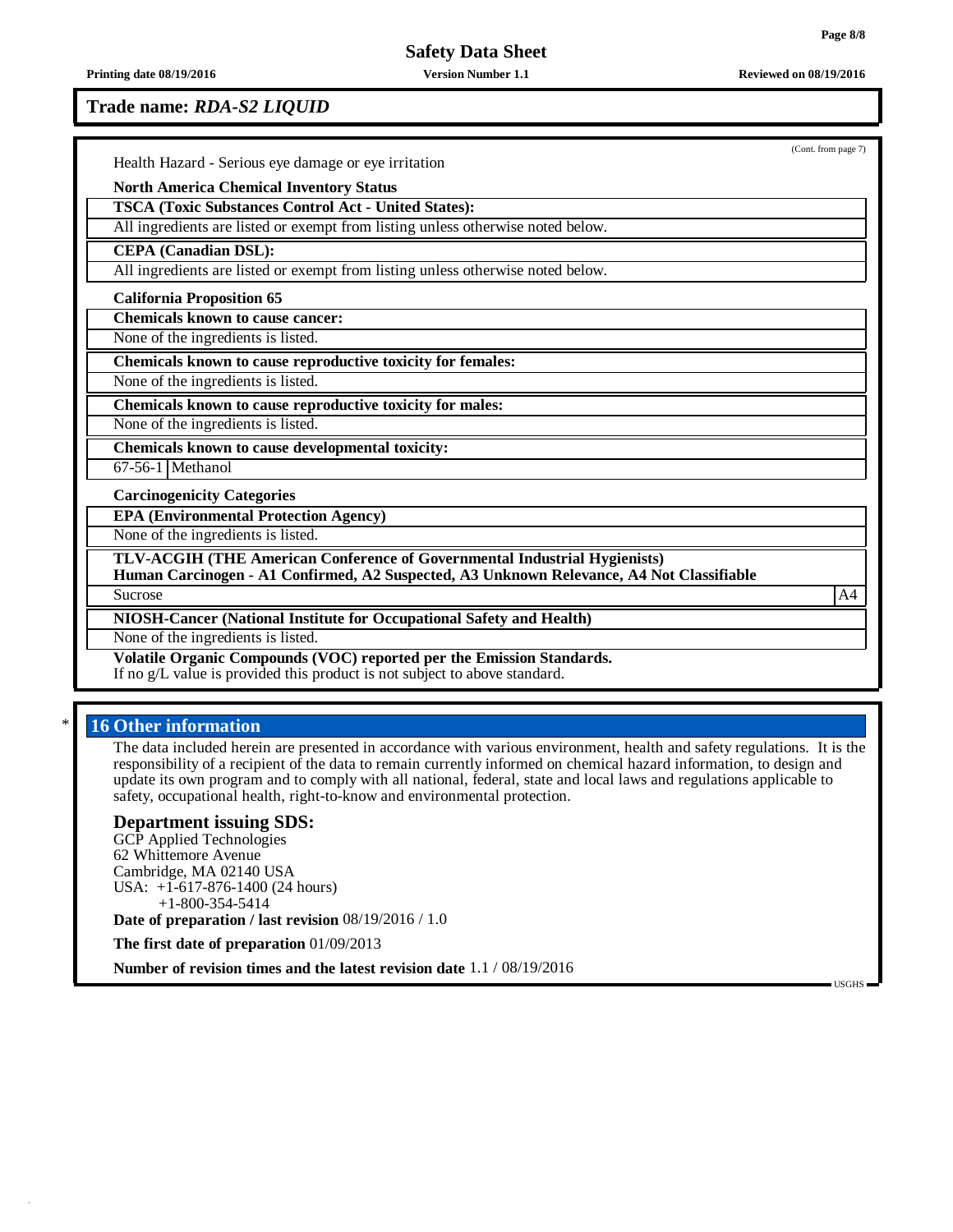**Trade name:** ***RDA-S2 LIQUID***

(Cont. from page 7)

Health Hazard - Serious eye damage or eye irritation

**North America Chemical Inventory Status**

**TSCA (Toxic Substances Control Act - United States):**

All ingredients are listed or exempt from listing unless otherwise noted below.

**CEPA (Canadian DSL):**

All ingredients are listed or exempt from listing unless otherwise noted below.

**California Proposition 65**

**Chemicals known to cause cancer:**

None of the ingredients is listed.

**Chemicals known to cause reproductive toxicity for females:**

None of the ingredients is listed.

**Chemicals known to cause reproductive toxicity for males:**

None of the ingredients is listed.

**Chemicals known to cause developmental toxicity:**

| | |
|---|---|
| 67-56-1 | Methanol |

**Carcinogenicity Categories**

**EPA (Environmental Protection Agency)**

None of the ingredients is listed.

**TLV-ACGIH (THE American Conference of Governmental Industrial Hygienists)**
**Human Carcinogen - A1 Confirmed, A2 Suspected, A3 Unknown Relevance, A4 Not Classifiable**

| | |
|---|---|
| Sucrose | A4 |

**NIOSH-Cancer (National Institute for Occupational Safety and Health)**

None of the ingredients is listed.

**Volatile Organic Compounds (VOC) reported per the Emission Standards.**
If no g/L value is provided this product is not subject to above standard.

## * 16 Other information

The data included herein are presented in accordance with various environment, health and safety regulations. It is the responsibility of a recipient of the data to remain currently informed on chemical hazard information, to design and update its own program and to comply with all national, federal, state and local laws and regulations applicable to safety, occupational health, right-to-know and environmental protection.

### Department issuing SDS:

GCP Applied Technologies
62 Whittemore Avenue
Cambridge, MA 02140 USA
USA: +1-617-876-1400 (24 hours)
+1-800-354-5414

**Date of preparation / last revision** 08/19/2016 / 1.0

**The first date of preparation** 01/09/2013

**Number of revision times and the latest revision date** 1.1 / 08/19/2016